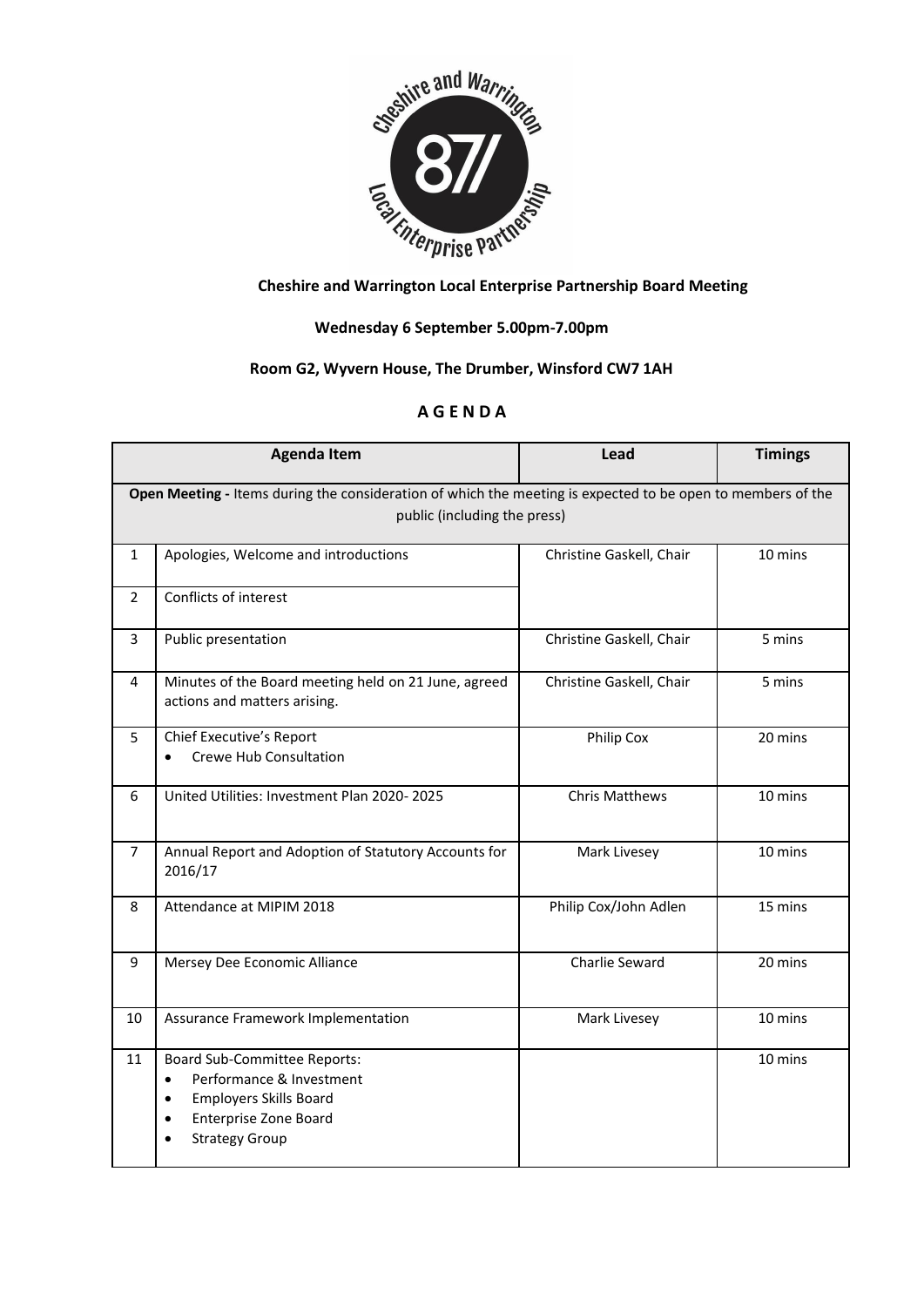**Cheshire and Warrington Local Enterprise Partnership Board Meeting**

**Wednesday 6 September 5.00pm-7.00pm**

**Room G2, Wyvern House, The Drumber, Winsford CW7 1AH**

**A G E N D A**

| | Agenda Item | Lead | Timings |
|---|---|---|---|
| **Open Meeting -** Items during the consideration of which the meeting is expected to be open to members of the public (including the press) | | | |
| 1 | Apologies, Welcome and introductions | Christine Gaskell, Chair | 10 mins |
| 2 | Conflicts of interest | | |
| 3 | Public presentation | Christine Gaskell, Chair | 5 mins |
| 4 | Minutes of the Board meeting held on 21 June, agreed actions and matters arising. | Christine Gaskell, Chair | 5 mins |
| 5 | Chief Executive's Report<br>• Crewe Hub Consultation | Philip Cox | 20 mins |
| 6 | United Utilities: Investment Plan 2020- 2025 | Chris Matthews | 10 mins |
| 7 | Annual Report and Adoption of Statutory Accounts for 2016/17 | Mark Livesey | 10 mins |
| 8 | Attendance at MIPIM 2018 | Philip Cox/John Adlen | 15 mins |
| 9 | Mersey Dee Economic Alliance | Charlie Seward | 20 mins |
| 10 | Assurance Framework Implementation | Mark Livesey | 10 mins |
| 11 | Board Sub-Committee Reports:<br>• Performance & Investment<br>• Employers Skills Board<br>• Enterprise Zone Board<br>• Strategy Group | | 10 mins |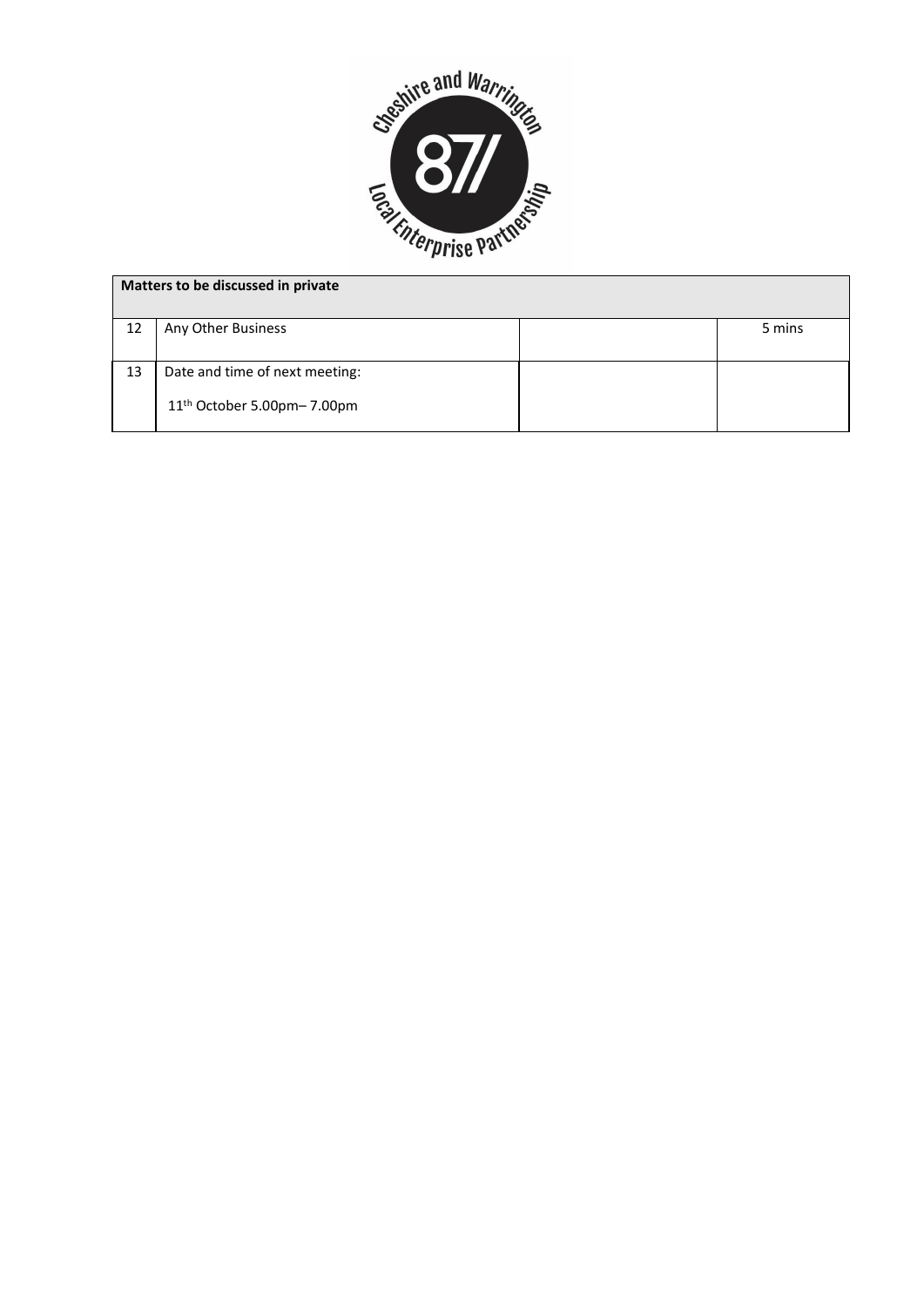| Matters to be discussed in private | | | |
|---|---|---|---|
| 12 | Any Other Business | | 5 mins |
| 13 | Date and time of next meeting:<br>11th October 5.00pm– 7.00pm | | |